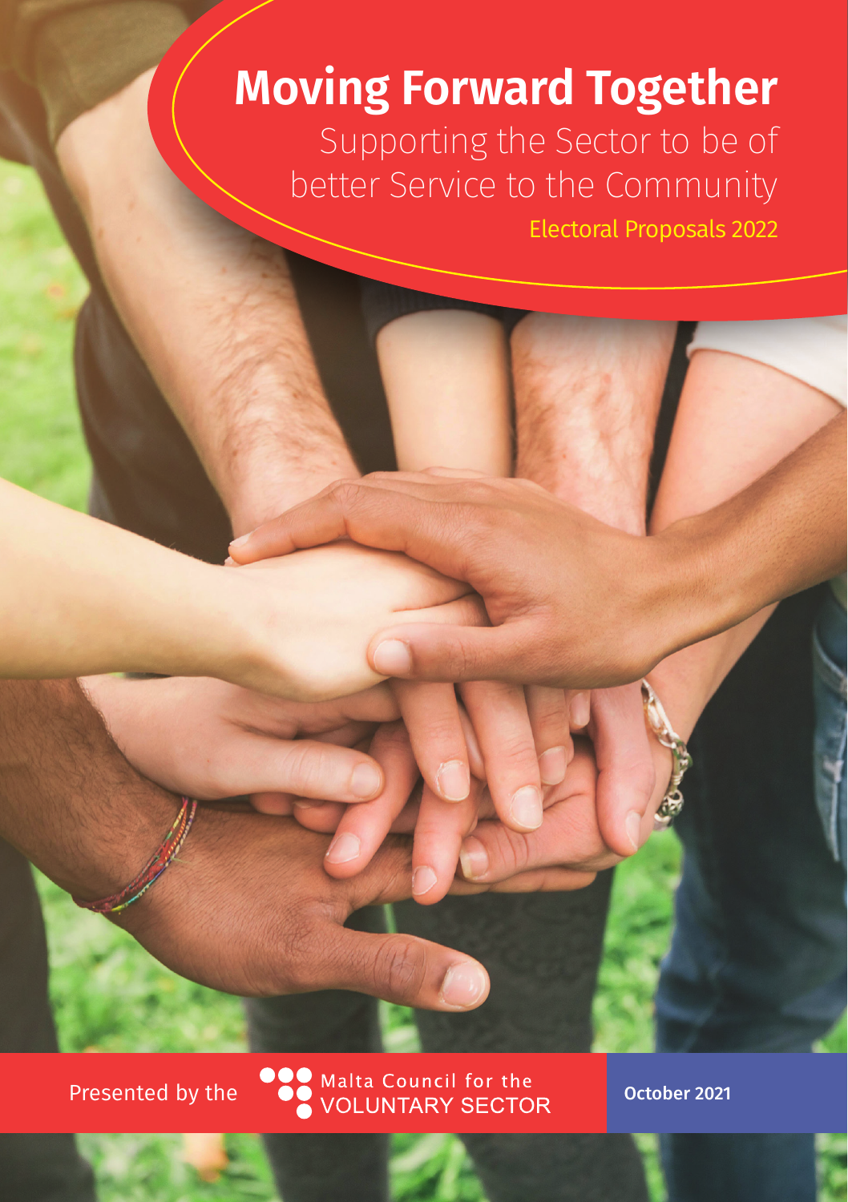# Moving Forward Together

## Supporting the Sector to be of better Service to the Community

Electoral Proposals 2022

Presented by the Malta Council for the VOLUNTARY SECTOR

October 2021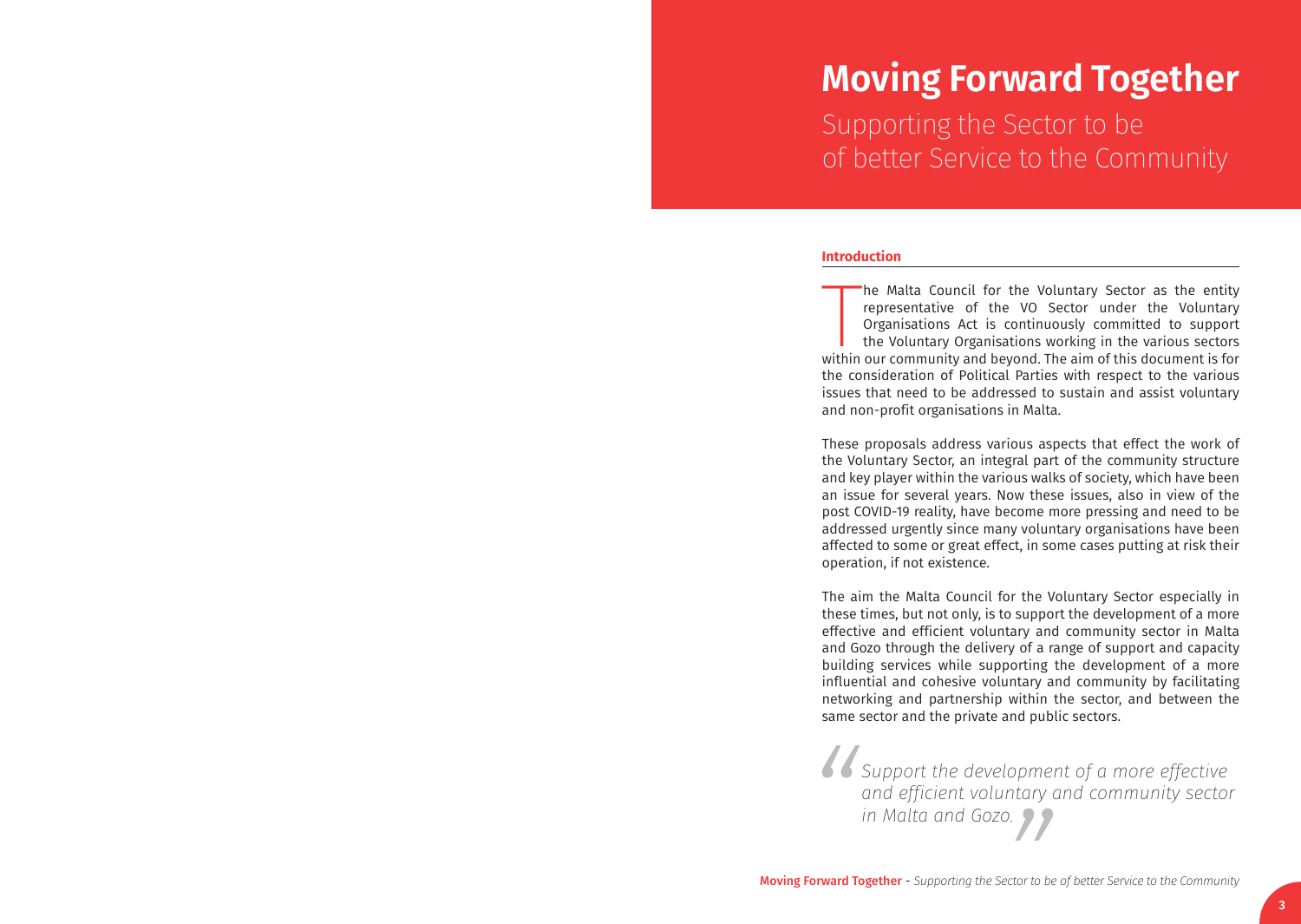# Moving Forward Together

Supporting the Sector to be of better Service to the Community

## Introduction

The Malta Council for the Voluntary Sector as the entity representative of the VO Sector under the Voluntary Organisations Act is continuously committed to support the Voluntary Organisations working in the various sectors within our community and beyond. The aim of this document is for the consideration of Political Parties with respect to the various issues that need to be addressed to sustain and assist voluntary and non-profit organisations in Malta.

These proposals address various aspects that effect the work of the Voluntary Sector, an integral part of the community structure and key player within the various walks of society, which have been an issue for several years. Now these issues, also in view of the post COVID-19 reality, have become more pressing and need to be addressed urgently since many voluntary organisations have been affected to some or great effect, in some cases putting at risk their operation, if not existence.

The aim the Malta Council for the Voluntary Sector especially in these times, but not only, is to support the development of a more effective and efficient voluntary and community sector in Malta and Gozo through the delivery of a range of support and capacity building services while supporting the development of a more influential and cohesive voluntary and community by facilitating networking and partnership within the sector, and between the same sector and the private and public sectors.

> *"Support the development of a more effective and efficient voluntary and community sector in Malta and Gozo."*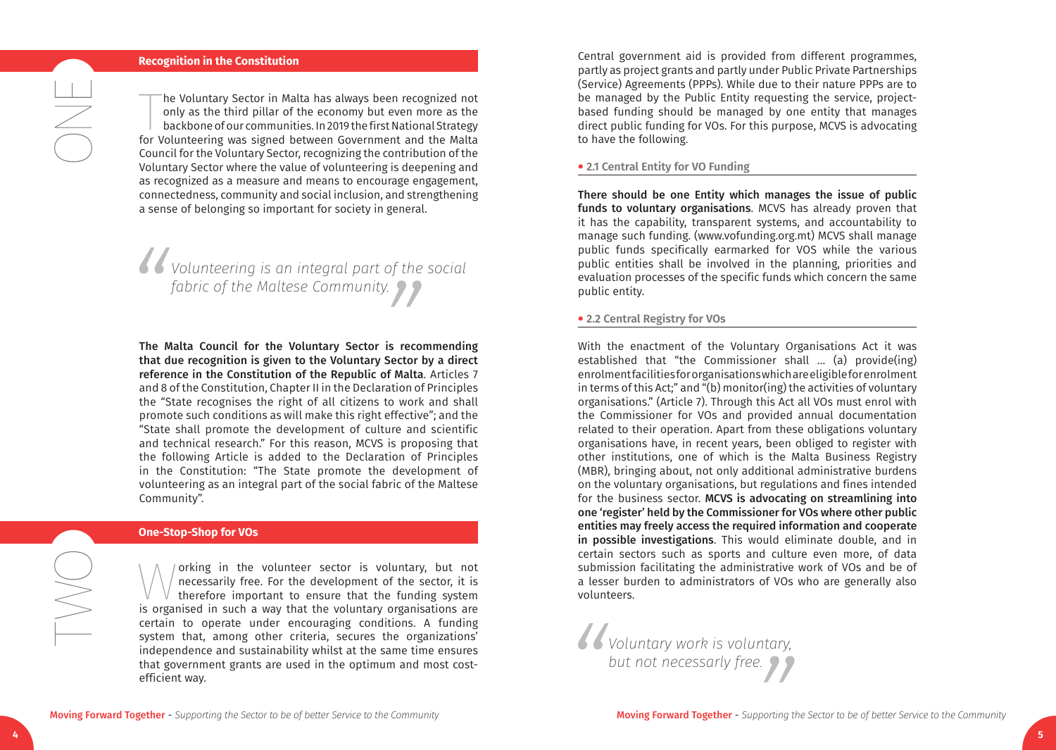# ONE

## Recognition in the Constitution

The Voluntary Sector in Malta has always been recognized not only as the third pillar of the economy but even more as the backbone of our communities. In 2019 the first National Strategy for Volunteering was signed between Government and the Malta Council for the Voluntary Sector, recognizing the contribution of the Voluntary Sector where the value of volunteering is deepening and as recognized as a measure and means to encourage engagement, connectedness, community and social inclusion, and strengthening a sense of belonging so important for society in general.

> *Volunteering is an integral part of the social fabric of the Maltese Community.*

**The Malta Council for the Voluntary Sector is recommending that due recognition is given to the Voluntary Sector by a direct reference in the Constitution of the Republic of Malta**. Articles 7 and 8 of the Constitution, Chapter II in the Declaration of Principles the "State recognises the right of all citizens to work and shall promote such conditions as will make this right effective"; and the "State shall promote the development of culture and scientific and technical research." For this reason, MCVS is proposing that the following Article is added to the Declaration of Principles in the Constitution: "The State promote the development of volunteering as an integral part of the social fabric of the Maltese Community".

# TWO

## One-Stop-Shop for VOs

Working in the volunteer sector is voluntary, but not necessarily free. For the development of the sector, it is therefore important to ensure that the funding system is organised in such a way that the voluntary organisations are certain to operate under encouraging conditions. A funding system that, among other criteria, secures the organizations' independence and sustainability whilst at the same time ensures that government grants are used in the optimum and most cost-efficient way.

Central government aid is provided from different programmes, partly as project grants and partly under Public Private Partnerships (Service) Agreements (PPPs). While due to their nature PPPs are to be managed by the Public Entity requesting the service, project-based funding should be managed by one entity that manages direct public funding for VOs. For this purpose, MCVS is advocating to have the following.

### • 2.1 Central Entity for VO Funding

**There should be one Entity which manages the issue of public funds to voluntary organisations**. MCVS has already proven that it has the capability, transparent systems, and accountability to manage such funding. (www.vofunding.org.mt) MCVS shall manage public funds specifically earmarked for VOS while the various public entities shall be involved in the planning, priorities and evaluation processes of the specific funds which concern the same public entity.

### • 2.2 Central Registry for VOs

With the enactment of the Voluntary Organisations Act it was established that "the Commissioner shall … (a) provide(ing) enrolment facilities for organisations which are eligible for enrolment in terms of this Act;" and "(b) monitor(ing) the activities of voluntary organisations." (Article 7). Through this Act all VOs must enrol with the Commissioner for VOs and provided annual documentation related to their operation. Apart from these obligations voluntary organisations have, in recent years, been obliged to register with other institutions, one of which is the Malta Business Registry (MBR), bringing about, not only additional administrative burdens on the voluntary organisations, but regulations and fines intended for the business sector. **MCVS is advocating on streamlining into one 'register' held by the Commissioner for VOs where other public entities may freely access the required information and cooperate in possible investigations**. This would eliminate double, and in certain sectors such as sports and culture even more, of data submission facilitating the administrative work of VOs and be of a lesser burden to administrators of VOs who are generally also volunteers.

> *Voluntary work is voluntary, but not necessary free.*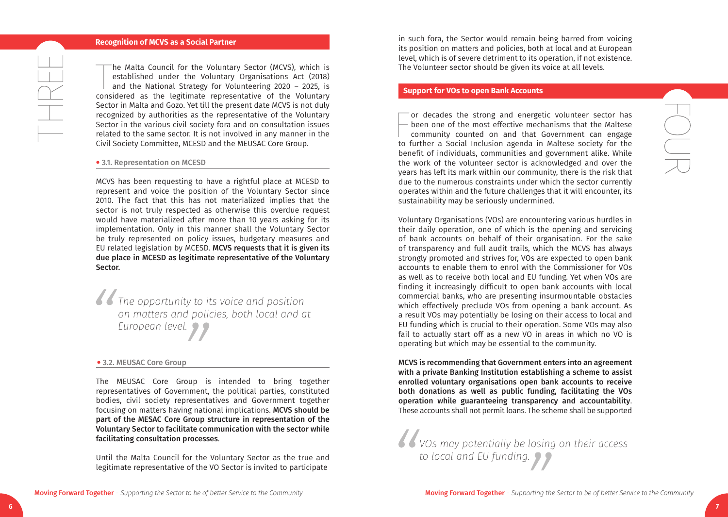THREE

## Recognition of MCVS as a Social Partner

The Malta Council for the Voluntary Sector (MCVS), which is established under the Voluntary Organisations Act (2018) and the National Strategy for Volunteering 2020 – 2025, is considered as the legitimate representative of the Voluntary Sector in Malta and Gozo. Yet till the present date MCVS is not duly recognized by authorities as the representative of the Voluntary Sector in the various civil society fora and on consultation issues related to the same sector. It is not involved in any manner in the Civil Society Committee, MCESD and the MEUSAC Core Group.

### 3.1. Representation on MCESD

MCVS has been requesting to have a rightful place at MCESD to represent and voice the position of the Voluntary Sector since 2010. The fact that this has not materialized implies that the sector is not truly respected as otherwise this overdue request would have materialized after more than 10 years asking for its implementation. Only in this manner shall the Voluntary Sector be truly represented on policy issues, budgetary measures and EU related legislation by MCESD. **MCVS requests that it is given its due place in MCESD as legitimate representative of the Voluntary Sector.**

> *"The opportunity to its voice and position on matters and policies, both local and at European level."*

### 3.2. MEUSAC Core Group

The MEUSAC Core Group is intended to bring together representatives of Government, the political parties, constituted bodies, civil society representatives and Government together focusing on matters having national implications. **MCVS should be part of the MESAC Core Group structure in representation of the Voluntary Sector to facilitate communication with the sector while facilitating consultation processes**.

Until the Malta Council for the Voluntary Sector as the true and legitimate representative of the VO Sector is invited to participate in such fora, the Sector would remain being barred from voicing its position on matters and policies, both at local and at European level, which is of severe detriment to its operation, if not existence. The Volunteer sector should be given its voice at all levels.

FOUR

## Support for VOs to open Bank Accounts

For decades the strong and energetic volunteer sector has been one of the most effective mechanisms that the Maltese community counted on and that Government can engage to further a Social Inclusion agenda in Maltese society for the benefit of individuals, communities and government alike. While the work of the volunteer sector is acknowledged and over the years has left its mark within our community, there is the risk that due to the numerous constraints under which the sector currently operates within and the future challenges that it will encounter, its sustainability may be seriously undermined.

Voluntary Organisations (VOs) are encountering various hurdles in their daily operation, one of which is the opening and servicing of bank accounts on behalf of their organisation. For the sake of transparency and full audit trails, which the MCVS has always strongly promoted and strives for, VOs are expected to open bank accounts to enable them to enrol with the Commissioner for VOs as well as to receive both local and EU funding. Yet when VOs are finding it increasingly difficult to open bank accounts with local commercial banks, who are presenting insurmountable obstacles which effectively preclude VOs from opening a bank account. As a result VOs may potentially be losing on their access to local and EU funding which is crucial to their operation. Some VOs may also fail to actually start off as a new VO in areas in which no VO is operating but which may be essential to the community.

**MCVS is recommending that Government enters into an agreement with a private Banking Institution establishing a scheme to assist enrolled voluntary organisations open bank accounts to receive both donations as well as public funding, facilitating the VOs operation while guaranteeing transparency and accountability**. These accounts shall not permit loans. The scheme shall be supported

> *"VOs may potentially be losing on their access to local and EU funding."*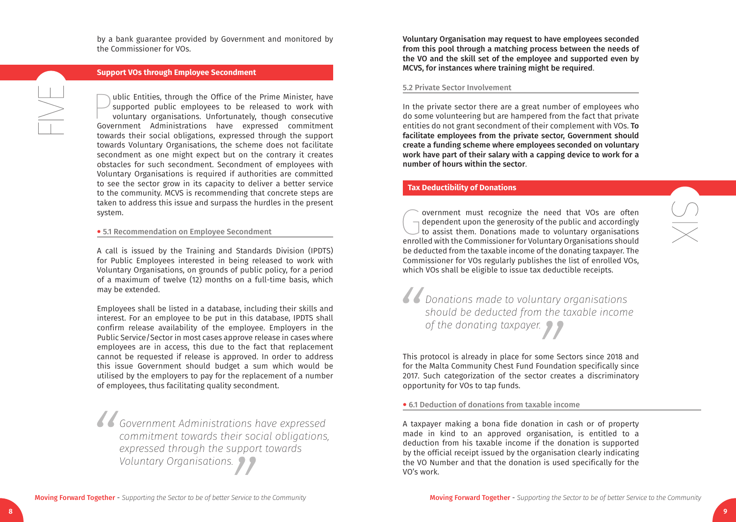by a bank guarantee provided by Government and monitored by the Commissioner for VOs.

## Support VOs through Employee Secondment

Public Entities, through the Office of the Prime Minister, have supported public employees to be released to work with voluntary organisations. Unfortunately, though consecutive Government Administrations have expressed commitment towards their social obligations, expressed through the support towards Voluntary Organisations, the scheme does not facilitate secondment as one might expect but on the contrary it creates obstacles for such secondment. Secondment of employees with Voluntary Organisations is required if authorities are committed to see the sector grow in its capacity to deliver a better service to the community. MCVS is recommending that concrete steps are taken to address this issue and surpass the hurdles in the present system.

### 5.1 Recommendation on Employee Secondment

A call is issued by the Training and Standards Division (IPDTS) for Public Employees interested in being released to work with Voluntary Organisations, on grounds of public policy, for a period of a maximum of twelve (12) months on a full-time basis, which may be extended.

Employees shall be listed in a database, including their skills and interest. For an employee to be put in this database, IPDTS shall confirm release availability of the employee. Employers in the Public Service/Sector in most cases approve release in cases where employees are in access, this due to the fact that replacement cannot be requested if release is approved. In order to address this issue Government should budget a sum which would be utilised by the employers to pay for the replacement of a number of employees, thus facilitating quality secondment.

> *"Government Administrations have expressed commitment towards their social obligations, expressed through the support towards Voluntary Organisations."*

**Voluntary Organisation may request to have employees seconded from this pool through a matching process between the needs of the VO and the skill set of the employee and supported even by MCVS, for instances where training might be required**.

### 5.2 Private Sector Involvement

In the private sector there are a great number of employees who do some volunteering but are hampered from the fact that private entities do not grant secondment of their complement with VOs. **To facilitate employees from the private sector, Government should create a funding scheme where employees seconded on voluntary work have part of their salary with a capping device to work for a number of hours within the sector**.

## Tax Deductibility of Donations

Government must recognize the need that VOs are often dependent upon the generosity of the public and accordingly to assist them. Donations made to voluntary organisations enrolled with the Commissioner for Voluntary Organisations should be deducted from the taxable income of the donating taxpayer. The Commissioner for VOs regularly publishes the list of enrolled VOs, which VOs shall be eligible to issue tax deductible receipts.

> *"Donations made to voluntary organisations should be deducted from the taxable income of the donating taxpayer."*

This protocol is already in place for some Sectors since 2018 and for the Malta Community Chest Fund Foundation specifically since 2017. Such categorization of the sector creates a discriminatory opportunity for VOs to tap funds.

### 6.1 Deduction of donations from taxable income

A taxpayer making a bona fide donation in cash or of property made in kind to an approved organisation, is entitled to a deduction from his taxable income if the donation is supported by the official receipt issued by the organisation clearly indicating the VO Number and that the donation is used specifically for the VO's work.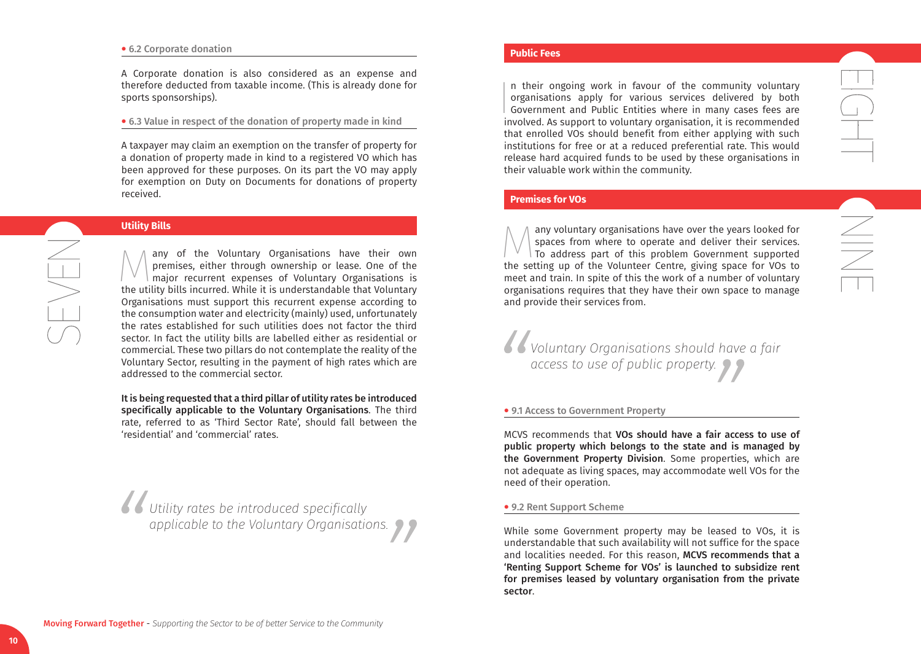#### 6.2 Corporate donation

A Corporate donation is also considered as an expense and therefore deducted from taxable income. (This is already done for sports sponsorships).

#### 6.3 Value in respect of the donation of property made in kind

A taxpayer may claim an exemption on the transfer of property for a donation of property made in kind to a registered VO which has been approved for these purposes. On its part the VO may apply for exemption on Duty on Documents for donations of property received.

## SEVEN

### Utility Bills

Many of the Voluntary Organisations have their own premises, either through ownership or lease. One of the major recurrent expenses of Voluntary Organisations is the utility bills incurred. While it is understandable that Voluntary Organisations must support this recurrent expense according to the consumption water and electricity (mainly) used, unfortunately the rates established for such utilities does not factor the third sector. In fact the utility bills are labelled either as residential or commercial. These two pillars do not contemplate the reality of the Voluntary Sector, resulting in the payment of high rates which are addressed to the commercial sector.

**It is being requested that a third pillar of utility rates be introduced specifically applicable to the Voluntary Organisations**. The third rate, referred to as 'Third Sector Rate', should fall between the 'residential' and 'commercial' rates.

> *"Utility rates be introduced specifically applicable to the Voluntary Organisations."*

## EIGHT

### Public Fees

In their ongoing work in favour of the community voluntary organisations apply for various services delivered by both Government and Public Entities where in many cases fees are involved. As support to voluntary organisation, it is recommended that enrolled VOs should benefit from either applying with such institutions for free or at a reduced preferential rate. This would release hard acquired funds to be used by these organisations in their valuable work within the community.

## NINE

### Premises for VOs

Many voluntary organisations have over the years looked for spaces from where to operate and deliver their services. To address part of this problem Government supported the setting up of the Volunteer Centre, giving space for VOs to meet and train. In spite of this the work of a number of voluntary organisations requires that they have their own space to manage and provide their services from.

> *"Voluntary Organisations should have a fair access to use of public property."*

#### 9.1 Access to Government Property

MCVS recommends that **VOs should have a fair access to use of public property which belongs to the state and is managed by the Government Property Division**. Some properties, which are not adequate as living spaces, may accommodate well VOs for the need of their operation.

#### 9.2 Rent Support Scheme

While some Government property may be leased to VOs, it is understandable that such availability will not suffice for the space and localities needed. For this reason, **MCVS recommends that a 'Renting Support Scheme for VOs' is launched to subsidize rent for premises leased by voluntary organisation from the private sector**.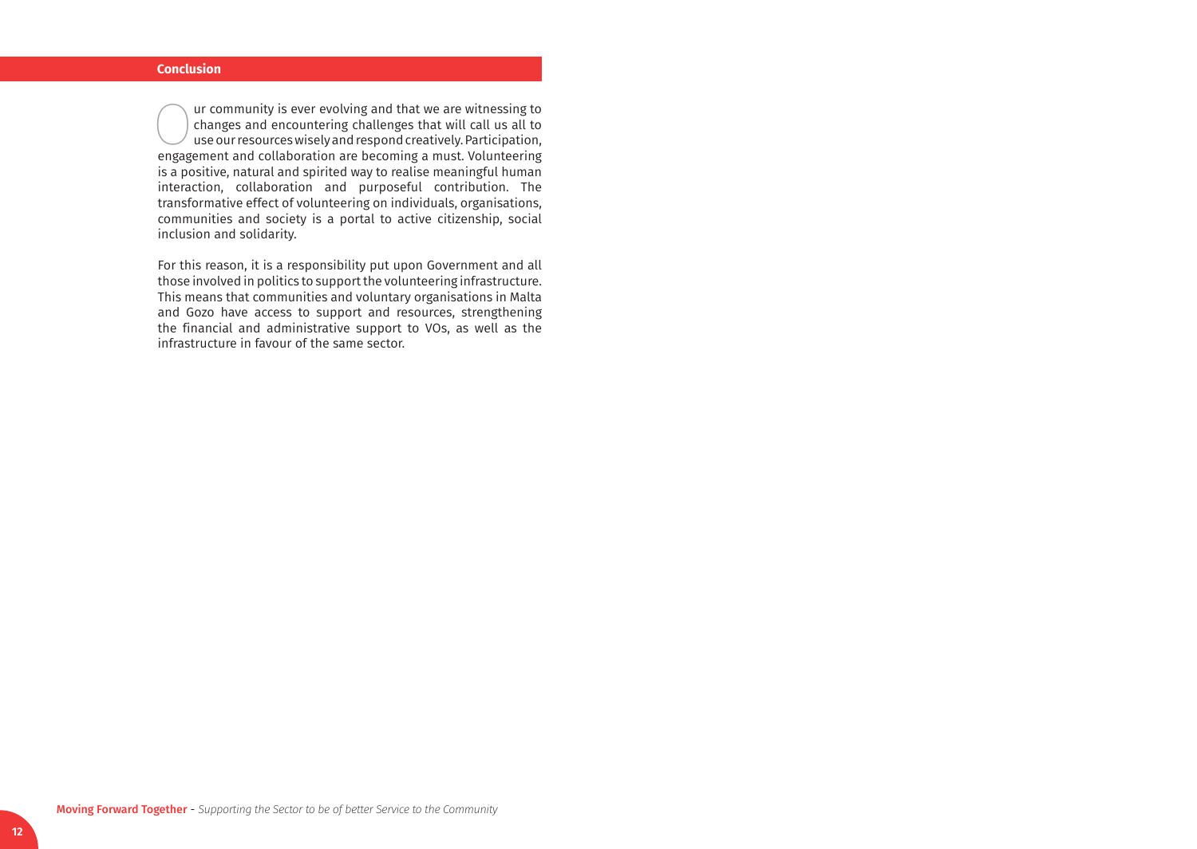## Conclusion

Our community is ever evolving and that we are witnessing to changes and encountering challenges that will call us all to use our resources wisely and respond creatively. Participation, engagement and collaboration are becoming a must. Volunteering is a positive, natural and spirited way to realise meaningful human interaction, collaboration and purposeful contribution. The transformative effect of volunteering on individuals, organisations, communities and society is a portal to active citizenship, social inclusion and solidarity.

For this reason, it is a responsibility put upon Government and all those involved in politics to support the volunteering infrastructure. This means that communities and voluntary organisations in Malta and Gozo have access to support and resources, strengthening the financial and administrative support to VOs, as well as the infrastructure in favour of the same sector.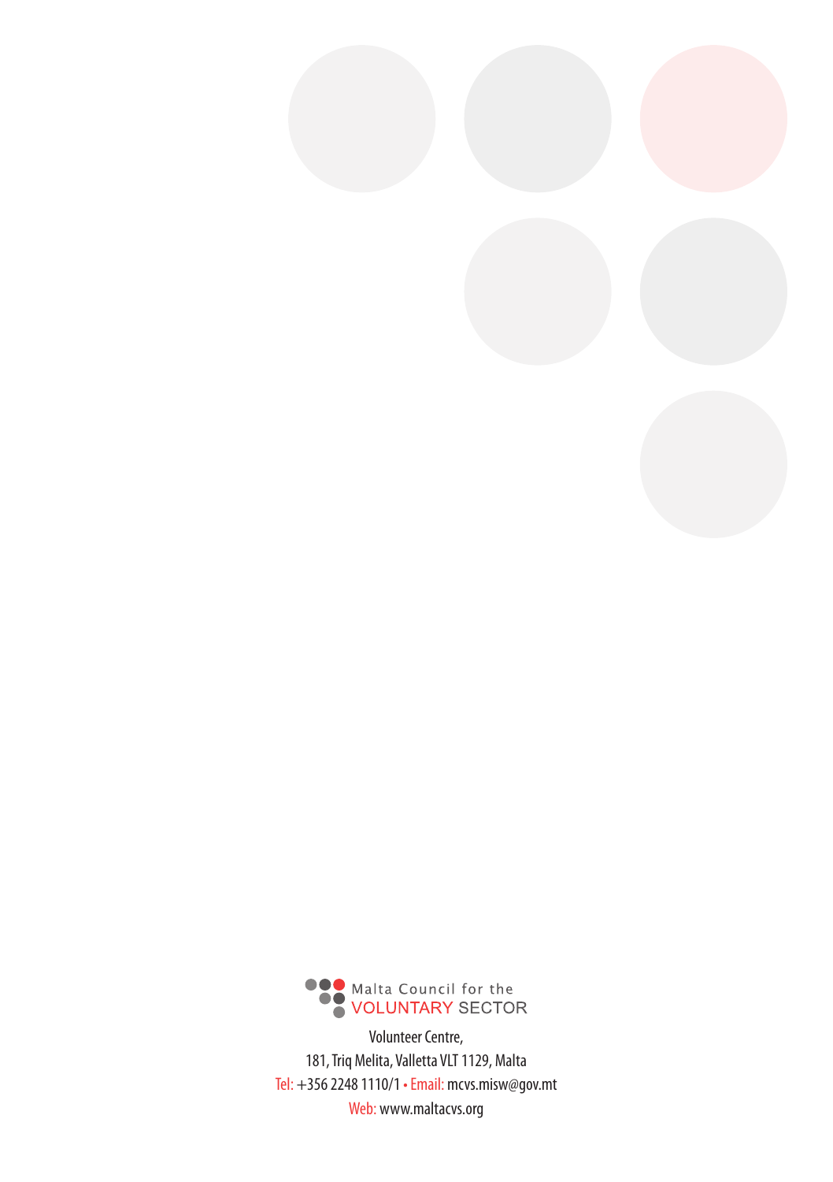Malta Council for the
VOLUNTARY SECTOR

Volunteer Centre,
181, Triq Melita, Valletta VLT 1129, Malta
Tel: +356 2248 1110/1 • Email: mcvs.misw@gov.mt
Web: www.maltacvs.org